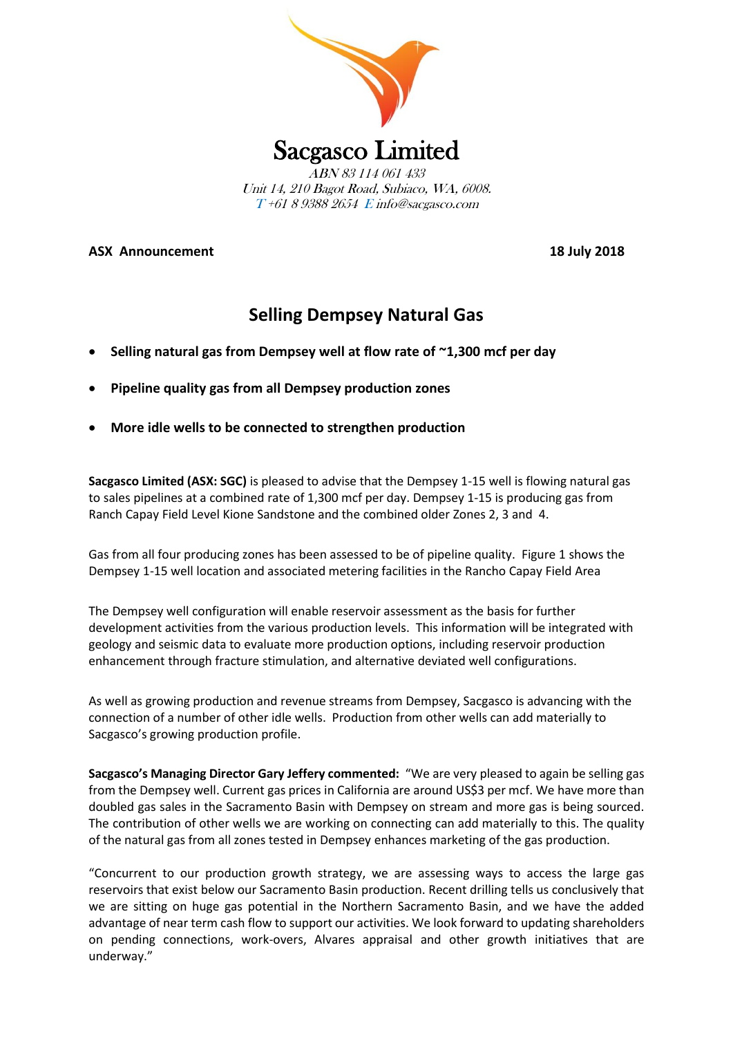# Sacgasco Limited

*ABN 83 114 061 433*
*Unit 14, 210 Bagot Road, Subiaco, WA, 6008.*
*T +61 8 9388 2654 E info@sacgasco.com*

**ASX Announcement** **18 July 2018**

## Selling Dempsey Natural Gas

- **Selling natural gas from Dempsey well at flow rate of ~1,300 mcf per day**
- **Pipeline quality gas from all Dempsey production zones**
- **More idle wells to be connected to strengthen production**

**Sacgasco Limited (ASX: SGC)** is pleased to advise that the Dempsey 1-15 well is flowing natural gas to sales pipelines at a combined rate of 1,300 mcf per day. Dempsey 1-15 is producing gas from Ranch Capay Field Level Kione Sandstone and the combined older Zones 2, 3 and 4.

Gas from all four producing zones has been assessed to be of pipeline quality. Figure 1 shows the Dempsey 1-15 well location and associated metering facilities in the Rancho Capay Field Area

The Dempsey well configuration will enable reservoir assessment as the basis for further development activities from the various production levels. This information will be integrated with geology and seismic data to evaluate more production options, including reservoir production enhancement through fracture stimulation, and alternative deviated well configurations.

As well as growing production and revenue streams from Dempsey, Sacgasco is advancing with the connection of a number of other idle wells. Production from other wells can add materially to Sacgasco's growing production profile.

**Sacgasco's Managing Director Gary Jeffery commented:** "We are very pleased to again be selling gas from the Dempsey well. Current gas prices in California are around US$3 per mcf. We have more than doubled gas sales in the Sacramento Basin with Dempsey on stream and more gas is being sourced. The contribution of other wells we are working on connecting can add materially to this. The quality of the natural gas from all zones tested in Dempsey enhances marketing of the gas production.

"Concurrent to our production growth strategy, we are assessing ways to access the large gas reservoirs that exist below our Sacramento Basin production. Recent drilling tells us conclusively that we are sitting on huge gas potential in the Northern Sacramento Basin, and we have the added advantage of near term cash flow to support our activities. We look forward to updating shareholders on pending connections, work-overs, Alvares appraisal and other growth initiatives that are underway."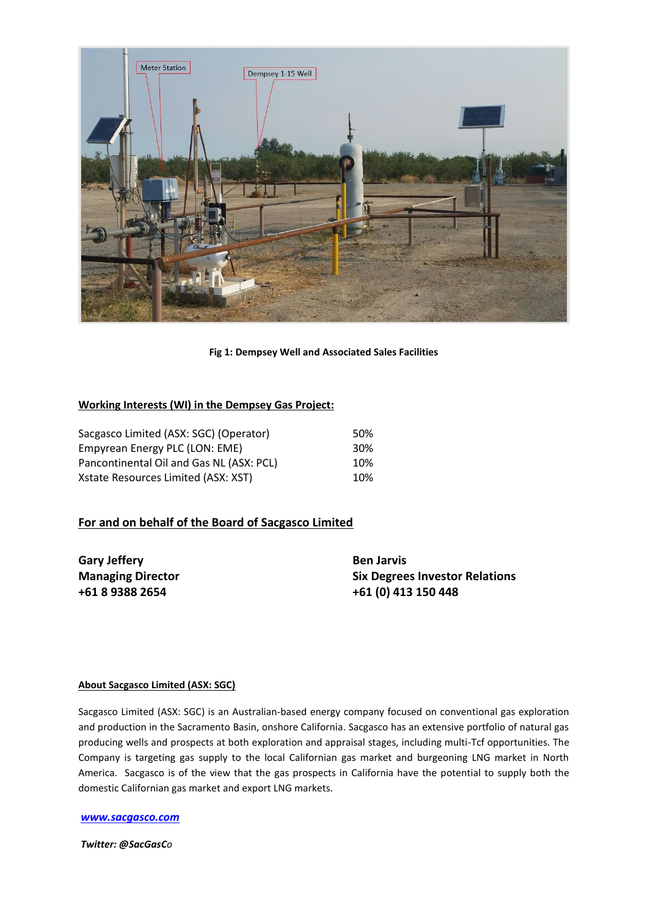**Fig 1: Dempsey Well and Associated Sales Facilities**

**Working Interests (WI) in the Dempsey Gas Project:**

| | |
|---|---|
| Sacgasco Limited (ASX: SGC) (Operator) | 50% |
| Empyrean Energy PLC (LON: EME) | 30% |
| Pancontinental Oil and Gas NL (ASX: PCL) | 10% |
| Xstate Resources Limited (ASX: XST) | 10% |

## For and on behalf of the Board of Sacgasco Limited

**Gary Jeffery**
**Managing Director**
**+61 8 9388 2654**

**Ben Jarvis**
**Six Degrees Investor Relations**
**+61 (0) 413 150 448**

**About Sacgasco Limited (ASX: SGC)**

Sacgasco Limited (ASX: SGC) is an Australian-based energy company focused on conventional gas exploration and production in the Sacramento Basin, onshore California. Sacgasco has an extensive portfolio of natural gas producing wells and prospects at both exploration and appraisal stages, including multi-Tcf opportunities. The Company is targeting gas supply to the local Californian gas market and burgeoning LNG market in North America. Sacgasco is of the view that the gas prospects in California have the potential to supply both the domestic Californian gas market and export LNG markets.

***www.sacgasco.com***

***Twitter: @SacGasCo***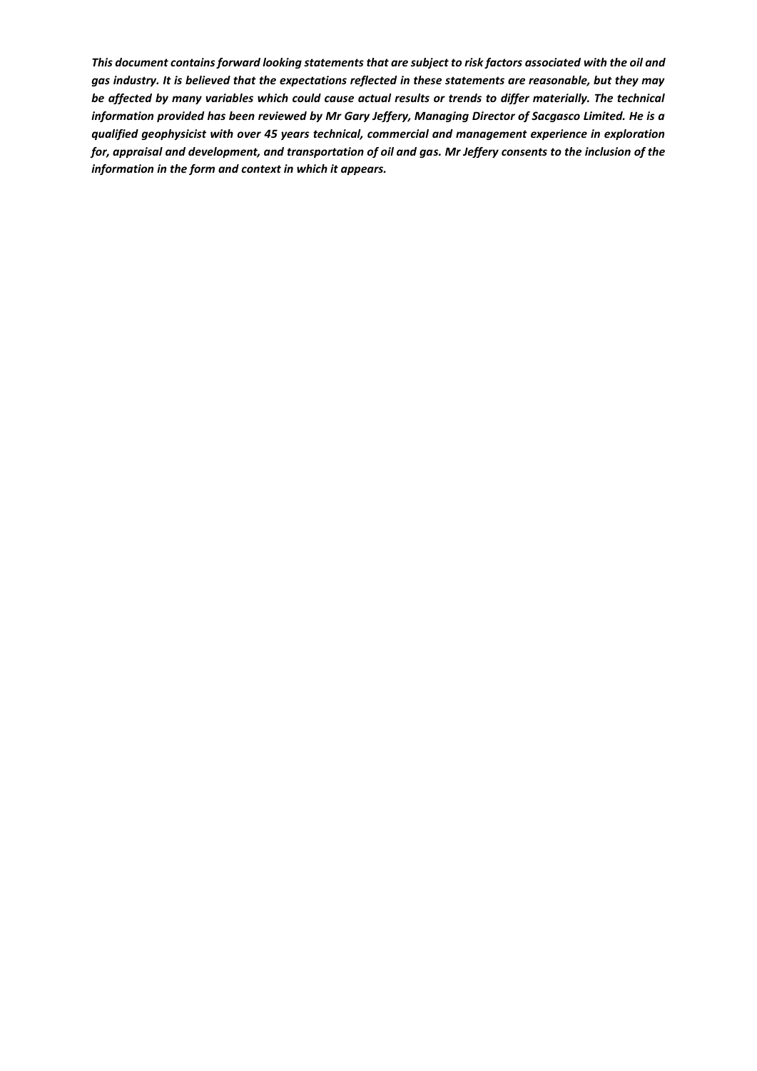***This document contains forward looking statements that are subject to risk factors associated with the oil and gas industry. It is believed that the expectations reflected in these statements are reasonable, but they may be affected by many variables which could cause actual results or trends to differ materially. The technical information provided has been reviewed by Mr Gary Jeffery, Managing Director of Sacgasco Limited. He is a qualified geophysicist with over 45 years technical, commercial and management experience in exploration for, appraisal and development, and transportation of oil and gas. Mr Jeffery consents to the inclusion of the information in the form and context in which it appears.***